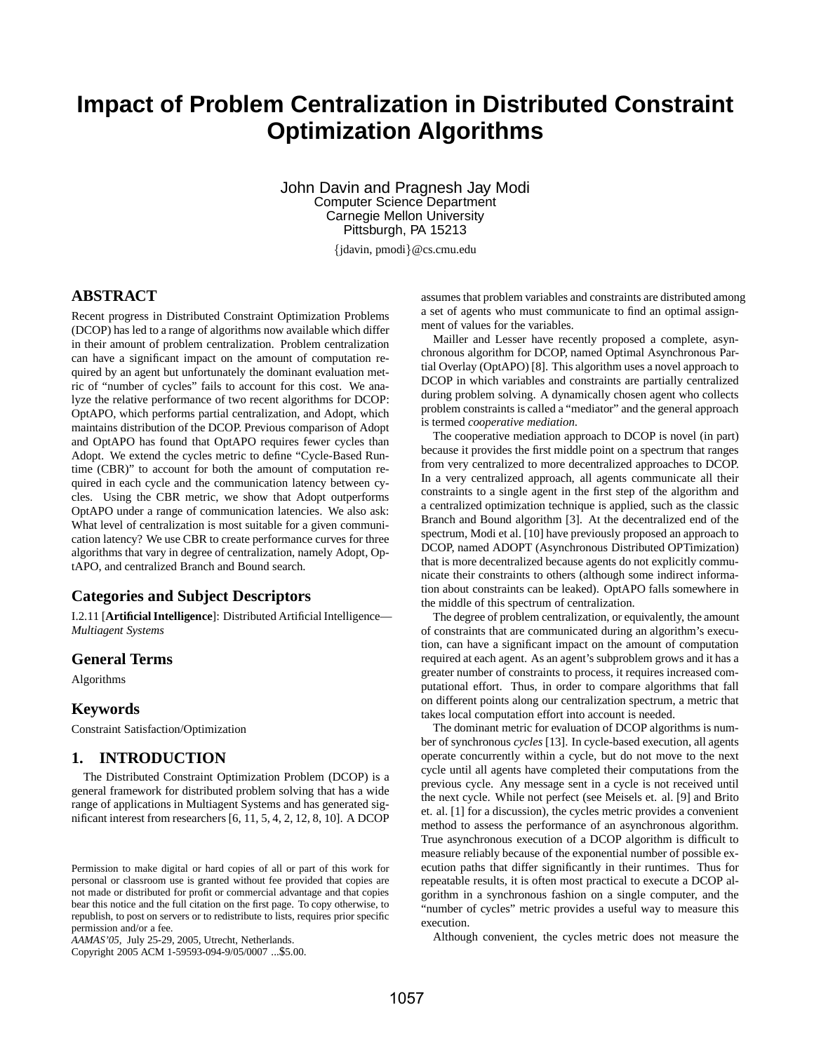# Impact of Problem Centralization in Distributed Constraint Optimization Algorithms

John Davin and Pragnesh Jay Modi
Computer Science Department
Carnegie Mellon University
Pittsburgh, PA 15213
{jdavin, pmodi}@cs.cmu.edu

## ABSTRACT

Recent progress in Distributed Constraint Optimization Problems (DCOP) has led to a range of algorithms now available which differ in their amount of problem centralization. Problem centralization can have a significant impact on the amount of computation required by an agent but unfortunately the dominant evaluation metric of "number of cycles" fails to account for this cost. We analyze the relative performance of two recent algorithms for DCOP: OptAPO, which performs partial centralization, and Adopt, which maintains distribution of the DCOP. Previous comparison of Adopt and OptAPO has found that OptAPO requires fewer cycles than Adopt. We extend the cycles metric to define "Cycle-Based Runtime (CBR)" to account for both the amount of computation required in each cycle and the communication latency between cycles. Using the CBR metric, we show that Adopt outperforms OptAPO under a range of communication latencies. We also ask: What level of centralization is most suitable for a given communication latency? We use CBR to create performance curves for three algorithms that vary in degree of centralization, namely Adopt, OptAPO, and centralized Branch and Bound search.

## Categories and Subject Descriptors

I.2.11 [**Artificial Intelligence**]: Distributed Artificial Intelligence—*Multiagent Systems*

## General Terms

Algorithms

## Keywords

Constraint Satisfaction/Optimization

## 1. INTRODUCTION

The Distributed Constraint Optimization Problem (DCOP) is a general framework for distributed problem solving that has a wide range of applications in Multiagent Systems and has generated significant interest from researchers [6, 11, 5, 4, 2, 12, 8, 10]. A DCOP assumes that problem variables and constraints are distributed among a set of agents who must communicate to find an optimal assignment of values for the variables.

Mailler and Lesser have recently proposed a complete, asynchronous algorithm for DCOP, named Optimal Asynchronous Partial Overlay (OptAPO) [8]. This algorithm uses a novel approach to DCOP in which variables and constraints are partially centralized during problem solving. A dynamically chosen agent who collects problem constraints is called a "mediator" and the general approach is termed *cooperative mediation*.

The cooperative mediation approach to DCOP is novel (in part) because it provides the first middle point on a spectrum that ranges from very centralized to more decentralized approaches to DCOP. In a very centralized approach, all agents communicate all their constraints to a single agent in the first step of the algorithm and a centralized optimization technique is applied, such as the classic Branch and Bound algorithm [3]. At the decentralized end of the spectrum, Modi et al. [10] have previously proposed an approach to DCOP, named ADOPT (Asynchronous Distributed OPTimization) that is more decentralized because agents do not explicitly communicate their constraints to others (although some indirect information about constraints can be leaked). OptAPO falls somewhere in the middle of this spectrum of centralization.

The degree of problem centralization, or equivalently, the amount of constraints that are communicated during an algorithm's execution, can have a significant impact on the amount of computation required at each agent. As an agent's subproblem grows and it has a greater number of constraints to process, it requires increased computational effort. Thus, in order to compare algorithms that fall on different points along our centralization spectrum, a metric that takes local computation effort into account is needed.

The dominant metric for evaluation of DCOP algorithms is number of synchronous *cycles* [13]. In cycle-based execution, all agents operate concurrently within a cycle, but do not move to the next cycle until all agents have completed their computations from the previous cycle. Any message sent in a cycle is not received until the next cycle. While not perfect (see Meisels et. al. [9] and Brito et. al. [1] for a discussion), the cycles metric provides a convenient method to assess the performance of an asynchronous algorithm. True asynchronous execution of a DCOP algorithm is difficult to measure reliably because of the exponential number of possible execution paths that differ significantly in their runtimes. Thus for repeatable results, it is often most practical to execute a DCOP algorithm in a synchronous fashion on a single computer, and the "number of cycles" metric provides a useful way to measure this execution.

Although convenient, the cycles metric does not measure the

Permission to make digital or hard copies of all or part of this work for personal or classroom use is granted without fee provided that copies are not made or distributed for profit or commercial advantage and that copies bear this notice and the full citation on the first page. To copy otherwise, to republish, to post on servers or to redistribute to lists, requires prior specific permission and/or a fee.
*AAMAS'05,* July 25-29, 2005, Utrecht, Netherlands.
Copyright 2005 ACM 1-59593-094-9/05/0007 ...$5.00.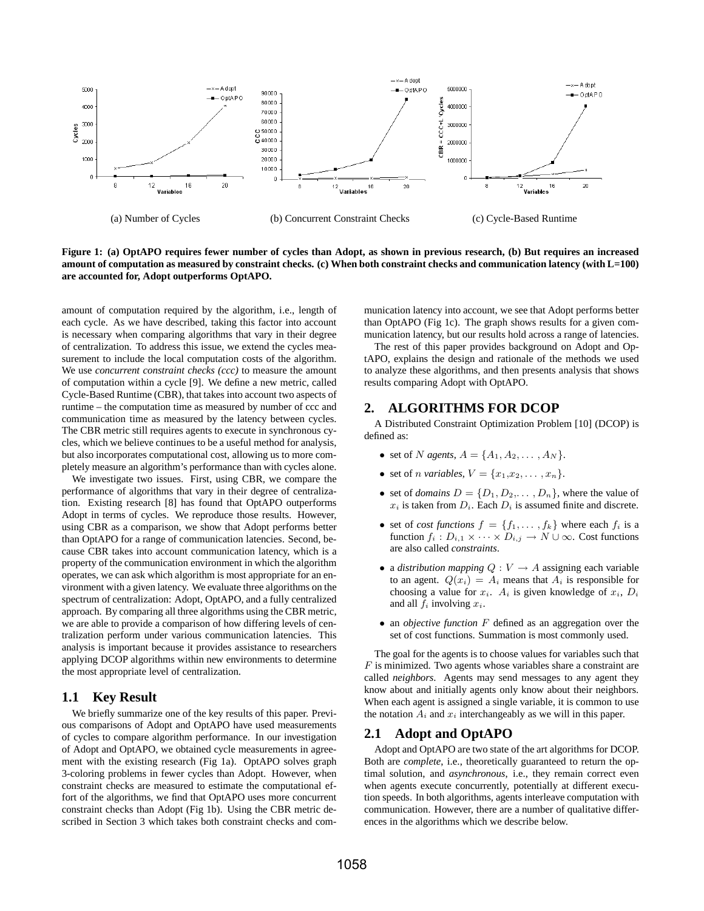(a) Number of Cycles

(b) Concurrent Constraint Checks

(c) Cycle-Based Runtime

**Figure 1: (a) OptAPO requires fewer number of cycles than Adopt, as shown in previous research, (b) But requires an increased amount of computation as measured by constraint checks. (c) When both constraint checks and communication latency (with L=100) are accounted for, Adopt outperforms OptAPO.**

amount of computation required by the algorithm, i.e., length of each cycle. As we have described, taking this factor into account is necessary when comparing algorithms that vary in their degree of centralization. To address this issue, we extend the cycles measurement to include the local computation costs of the algorithm. We use *concurrent constraint checks (ccc)* to measure the amount of computation within a cycle [9]. We define a new metric, called Cycle-Based Runtime (CBR), that takes into account two aspects of runtime – the computation time as measured by number of ccc and communication time as measured by the latency between cycles. The CBR metric still requires agents to execute in synchronous cycles, which we believe continues to be a useful method for analysis, but also incorporates computational cost, allowing us to more completely measure an algorithm's performance than with cycles alone.

We investigate two issues. First, using CBR, we compare the performance of algorithms that vary in their degree of centralization. Existing research [8] has found that OptAPO outperforms Adopt in terms of cycles. We reproduce those results. However, using CBR as a comparison, we show that Adopt performs better than OptAPO for a range of communication latencies. Second, because CBR takes into account communication latency, which is a property of the communication environment in which the algorithm operates, we can ask which algorithm is most appropriate for an environment with a given latency. We evaluate three algorithms on the spectrum of centralization: Adopt, OptAPO, and a fully centralized approach. By comparing all three algorithms using the CBR metric, we are able to provide a comparison of how differing levels of centralization perform under various communication latencies. This analysis is important because it provides assistance to researchers applying DCOP algorithms within new environments to determine the most appropriate level of centralization.

## 1.1 Key Result

We briefly summarize one of the key results of this paper. Previous comparisons of Adopt and OptAPO have used measurements of cycles to compare algorithm performance. In our investigation of Adopt and OptAPO, we obtained cycle measurements in agreement with the existing research (Fig 1a). OptAPO solves graph 3-coloring problems in fewer cycles than Adopt. However, when constraint checks are measured to estimate the computational effort of the algorithms, we find that OptAPO uses more concurrent constraint checks than Adopt (Fig 1b). Using the CBR metric described in Section 3 which takes both constraint checks and communication latency into account, we see that Adopt performs better than OptAPO (Fig 1c). The graph shows results for a given communication latency, but our results hold across a range of latencies.

The rest of this paper provides background on Adopt and OptAPO, explains the design and rationale of the methods we used to analyze these algorithms, and then presents analysis that shows results comparing Adopt with OptAPO.

# 2. ALGORITHMS FOR DCOP

A Distributed Constraint Optimization Problem [10] (DCOP) is defined as:

- set of $N$ *agents*, $A = \{A_1, A_2, \ldots, A_N\}$.
- set of $n$ *variables*, $V = \{x_1, x_2, \ldots, x_n\}$.
- set of *domains* $D = \{D_1, D_2, \ldots, D_n\}$, where the value of $x_i$ is taken from $D_i$. Each $D_i$ is assumed finite and discrete.
- set of *cost functions* $f = \{f_1, \ldots, f_k\}$ where each $f_i$ is a function $f_i : D_{i,1} \times \cdots \times D_{i,j} \to N \cup \infty$. Cost functions are also called *constraints*.
- a *distribution mapping* $Q : V \to A$ assigning each variable to an agent. $Q(x_i) = A_i$ means that $A_i$ is responsible for choosing a value for $x_i$. $A_i$ is given knowledge of $x_i$, $D_i$ and all $f_i$ involving $x_i$.
- an *objective function* $F$ defined as an aggregation over the set of cost functions. Summation is most commonly used.

The goal for the agents is to choose values for variables such that $F$ is minimized. Two agents whose variables share a constraint are called *neighbors*. Agents may send messages to any agent they know about and initially agents only know about their neighbors. When each agent is assigned a single variable, it is common to use the notation $A_i$ and $x_i$ interchangeably as we will in this paper.

## 2.1 Adopt and OptAPO

Adopt and OptAPO are two state of the art algorithms for DCOP. Both are *complete*, i.e., theoretically guaranteed to return the optimal solution, and *asynchronous*, i.e., they remain correct even when agents execute concurrently, potentially at different execution speeds. In both algorithms, agents interleave computation with communication. However, there are a number of qualitative differences in the algorithms which we describe below.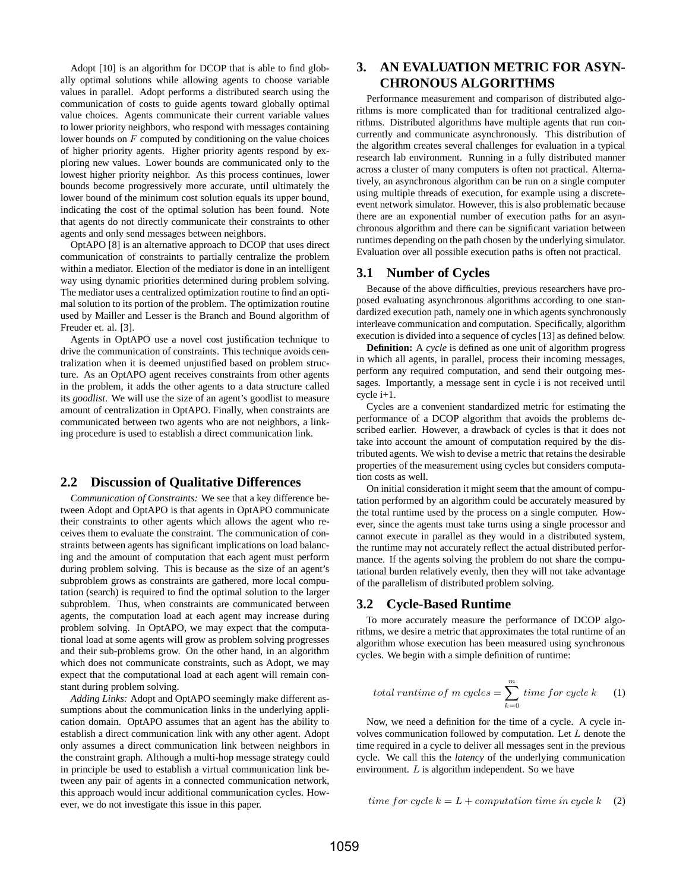Adopt [10] is an algorithm for DCOP that is able to find globally optimal solutions while allowing agents to choose variable values in parallel. Adopt performs a distributed search using the communication of costs to guide agents toward globally optimal value choices. Agents communicate their current variable values to lower priority neighbors, who respond with messages containing lower bounds on $F$ computed by conditioning on the value choices of higher priority agents. Higher priority agents respond by exploring new values. Lower bounds are communicated only to the lowest higher priority neighbor. As this process continues, lower bounds become progressively more accurate, until ultimately the lower bound of the minimum cost solution equals its upper bound, indicating the cost of the optimal solution has been found. Note that agents do not directly communicate their constraints to other agents and only send messages between neighbors.

OptAPO [8] is an alternative approach to DCOP that uses direct communication of constraints to partially centralize the problem within a mediator. Election of the mediator is done in an intelligent way using dynamic priorities determined during problem solving. The mediator uses a centralized optimization routine to find an optimal solution to its portion of the problem. The optimization routine used by Mailler and Lesser is the Branch and Bound algorithm of Freuder et. al. [3].

Agents in OptAPO use a novel cost justification technique to drive the communication of constraints. This technique avoids centralization when it is deemed unjustified based on problem structure. As an OptAPO agent receives constraints from other agents in the problem, it adds the other agents to a data structure called its *goodlist*. We will use the size of an agent's goodlist to measure amount of centralization in OptAPO. Finally, when constraints are communicated between two agents who are not neighbors, a linking procedure is used to establish a direct communication link.

## 2.2 Discussion of Qualitative Differences

*Communication of Constraints:* We see that a key difference between Adopt and OptAPO is that agents in OptAPO communicate their constraints to other agents which allows the agent who receives them to evaluate the constraint. The communication of constraints between agents has significant implications on load balancing and the amount of computation that each agent must perform during problem solving. This is because as the size of an agent's subproblem grows as constraints are gathered, more local computation (search) is required to find the optimal solution to the larger subproblem. Thus, when constraints are communicated between agents, the computation load at each agent may increase during problem solving. In OptAPO, we may expect that the computational load at some agents will grow as problem solving progresses and their sub-problems grow. On the other hand, in an algorithm which does not communicate constraints, such as Adopt, we may expect that the computational load at each agent will remain constant during problem solving.

*Adding Links:* Adopt and OptAPO seemingly make different assumptions about the communication links in the underlying application domain. OptAPO assumes that an agent has the ability to establish a direct communication link with any other agent. Adopt only assumes a direct communication link between neighbors in the constraint graph. Although a multi-hop message strategy could in principle be used to establish a virtual communication link between any pair of agents in a connected communication network, this approach would incur additional communication cycles. However, we do not investigate this issue in this paper.

# 3. AN EVALUATION METRIC FOR ASYNCHRONOUS ALGORITHMS

Performance measurement and comparison of distributed algorithms is more complicated than for traditional centralized algorithms. Distributed algorithms have multiple agents that run concurrently and communicate asynchronously. This distribution of the algorithm creates several challenges for evaluation in a typical research lab environment. Running in a fully distributed manner across a cluster of many computers is often not practical. Alternatively, an asynchronous algorithm can be run on a single computer using multiple threads of execution, for example using a discrete-event network simulator. However, this is also problematic because there are an exponential number of execution paths for an asynchronous algorithm and there can be significant variation between runtimes depending on the path chosen by the underlying simulator. Evaluation over all possible execution paths is often not practical.

## 3.1 Number of Cycles

Because of the above difficulties, previous researchers have proposed evaluating asynchronous algorithms according to one standardized execution path, namely one in which agents synchronously interleave communication and computation. Specifically, algorithm execution is divided into a sequence of cycles [13] as defined below.

**Definition:** A *cycle* is defined as one unit of algorithm progress in which all agents, in parallel, process their incoming messages, perform any required computation, and send their outgoing messages. Importantly, a message sent in cycle i is not received until cycle i+1.

Cycles are a convenient standardized metric for estimating the performance of a DCOP algorithm that avoids the problems described earlier. However, a drawback of cycles is that it does not take into account the amount of computation required by the distributed agents. We wish to devise a metric that retains the desirable properties of the measurement using cycles but considers computation costs as well.

On initial consideration it might seem that the amount of computation performed by an algorithm could be accurately measured by the total runtime used by the process on a single computer. However, since the agents must take turns using a single processor and cannot execute in parallel as they would in a distributed system, the runtime may not accurately reflect the actual distributed performance. If the agents solving the problem do not share the computational burden relatively evenly, then they will not take advantage of the parallelism of distributed problem solving.

## 3.2 Cycle-Based Runtime

To more accurately measure the performance of DCOP algorithms, we desire a metric that approximates the total runtime of an algorithm whose execution has been measured using synchronous cycles. We begin with a simple definition of runtime:

$$total\ runtime\ of\ m\ cycles = \sum_{k=0}^{m} time\ for\ cycle\ k \qquad (1)$$

Now, we need a definition for the time of a cycle. A cycle involves communication followed by computation. Let $L$ denote the time required in a cycle to deliver all messages sent in the previous cycle. We call this the *latency* of the underlying communication environment. $L$ is algorithm independent. So we have

$$time\ for\ cycle\ k = L + computation\ time\ in\ cycle\ k \qquad (2)$$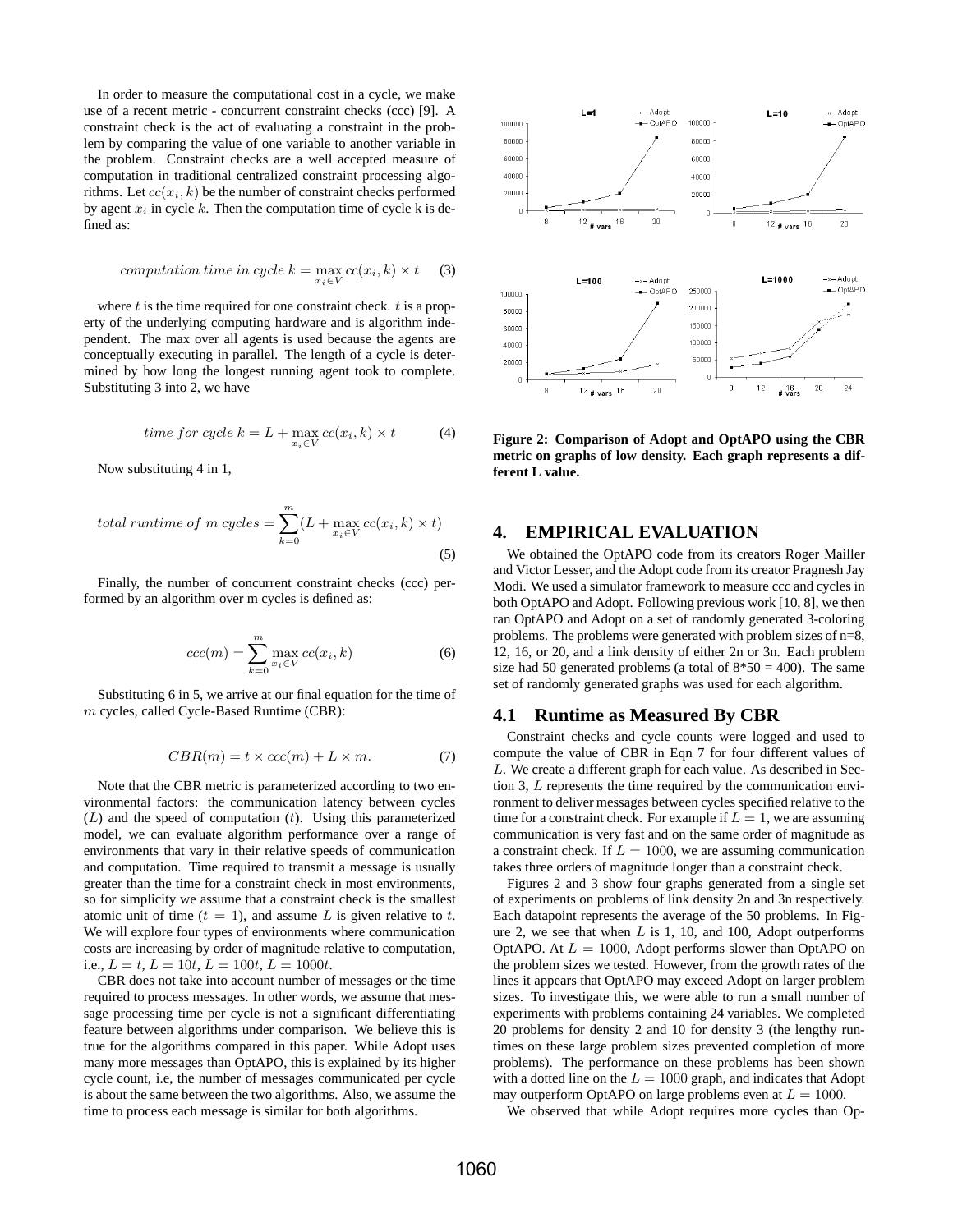In order to measure the computational cost in a cycle, we make use of a recent metric - concurrent constraint checks (ccc) [9]. A constraint check is the act of evaluating a constraint in the problem by comparing the value of one variable to another variable in the problem. Constraint checks are a well accepted measure of computation in traditional centralized constraint processing algorithms. Let $cc(x_i, k)$ be the number of constraint checks performed by agent $x_i$ in cycle $k$. Then the computation time of cycle k is defined as:

$$computation\ time\ in\ cycle\ k = \max_{x_i \in V} cc(x_i, k) \times t \quad (3)$$

where $t$ is the time required for one constraint check. $t$ is a property of the underlying computing hardware and is algorithm independent. The max over all agents is used because the agents are conceptually executing in parallel. The length of a cycle is determined by how long the longest running agent took to complete. Substituting 3 into 2, we have

$$time\ for\ cycle\ k = L + \max_{x_i \in V} cc(x_i, k) \times t \quad (4)$$

Now substituting 4 in 1,

$$total\ runtime\ of\ m\ cycles = \sum_{k=0}^{m} (L + \max_{x_i \in V} cc(x_i, k) \times t) \quad (5)$$

Finally, the number of concurrent constraint checks (ccc) performed by an algorithm over m cycles is defined as:

$$ccc(m) = \sum_{k=0}^{m} \max_{x_i \in V} cc(x_i, k) \quad (6)$$

Substituting 6 in 5, we arrive at our final equation for the time of $m$ cycles, called Cycle-Based Runtime (CBR):

$$CBR(m) = t \times ccc(m) + L \times m. \quad (7)$$

Note that the CBR metric is parameterized according to two environmental factors: the communication latency between cycles ($L$) and the speed of computation ($t$). Using this parameterized model, we can evaluate algorithm performance over a range of environments that vary in their relative speeds of communication and computation. Time required to transmit a message is usually greater than the time for a constraint check in most environments, so for simplicity we assume that a constraint check is the smallest atomic unit of time ($t = 1$), and assume $L$ is given relative to $t$. We will explore four types of environments where communication costs are increasing by order of magnitude relative to computation, i.e., $L = t$, $L = 10t$, $L = 100t$, $L = 1000t$.

CBR does not take into account number of messages or the time required to process messages. In other words, we assume that message processing time per cycle is not a significant differentiating feature between algorithms under comparison. We believe this is true for the algorithms compared in this paper. While Adopt uses many more messages than OptAPO, this is explained by its higher cycle count, i.e, the number of messages communicated per cycle is about the same between the two algorithms. Also, we assume the time to process each message is similar for both algorithms.

**Figure 2: Comparison of Adopt and OptAPO using the CBR metric on graphs of low density. Each graph represents a different L value.**

## 4. EMPIRICAL EVALUATION

We obtained the OptAPO code from its creators Roger Mailler and Victor Lesser, and the Adopt code from its creator Pragnesh Jay Modi. We used a simulator framework to measure ccc and cycles in both OptAPO and Adopt. Following previous work [10, 8], we then ran OptAPO and Adopt on a set of randomly generated 3-coloring problems. The problems were generated with problem sizes of n=8, 12, 16, or 20, and a link density of either 2n or 3n. Each problem size had 50 generated problems (a total of 8*50 = 400). The same set of randomly generated graphs was used for each algorithm.

### 4.1 Runtime as Measured By CBR

Constraint checks and cycle counts were logged and used to compute the value of CBR in Eqn 7 for four different values of $L$. We create a different graph for each value. As described in Section 3, $L$ represents the time required by the communication environment to deliver messages between cycles specified relative to the time for a constraint check. For example if $L = 1$, we are assuming communication is very fast and on the same order of magnitude as a constraint check. If $L = 1000$, we are assuming communication takes three orders of magnitude longer than a constraint check.

Figures 2 and 3 show four graphs generated from a single set of experiments on problems of link density 2n and 3n respectively. Each datapoint represents the average of the 50 problems. In Figure 2, we see that when $L$ is 1, 10, and 100, Adopt outperforms OptAPO. At $L = 1000$, Adopt performs slower than OptAPO on the problem sizes we tested. However, from the growth rates of the lines it appears that OptAPO may exceed Adopt on larger problem sizes. To investigate this, we were able to run a small number of experiments with problems containing 24 variables. We completed 20 problems for density 2 and 10 for density 3 (the lengthy runtimes on these large problem sizes prevented completion of more problems). The performance on these problems has been shown with a dotted line on the $L = 1000$ graph, and indicates that Adopt may outperform OptAPO on large problems even at $L = 1000$.

We observed that while Adopt requires more cycles than Op-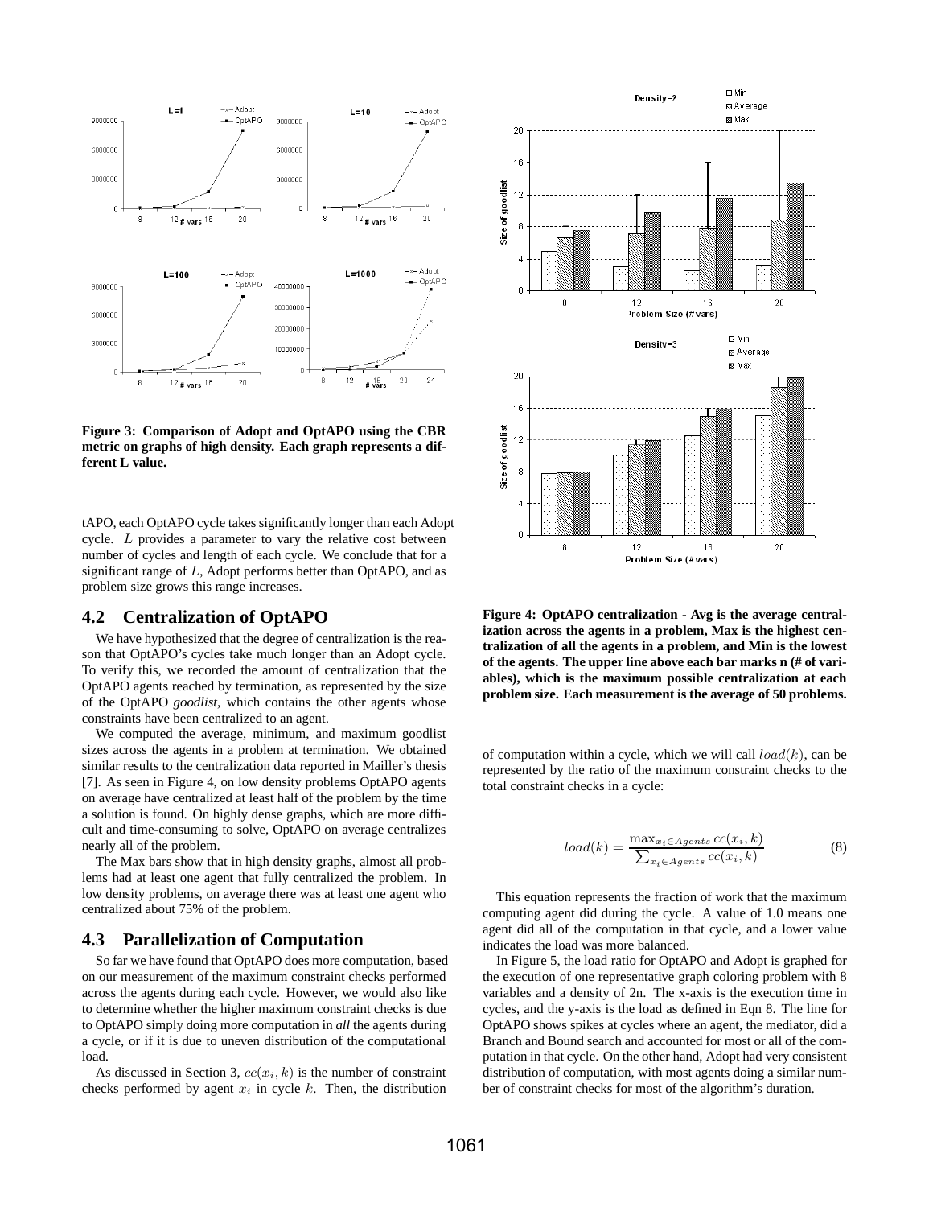**Figure 3: Comparison of Adopt and OptAPO using the CBR metric on graphs of high density. Each graph represents a different L value.**

tAPO, each OptAPO cycle takes significantly longer than each Adopt cycle. $L$ provides a parameter to vary the relative cost between number of cycles and length of each cycle. We conclude that for a significant range of $L$, Adopt performs better than OptAPO, and as problem size grows this range increases.

## 4.2 Centralization of OptAPO

We have hypothesized that the degree of centralization is the reason that OptAPO's cycles take much longer than an Adopt cycle. To verify this, we recorded the amount of centralization that the OptAPO agents reached by termination, as represented by the size of the OptAPO *goodlist*, which contains the other agents whose constraints have been centralized to an agent.

We computed the average, minimum, and maximum goodlist sizes across the agents in a problem at termination. We obtained similar results to the centralization data reported in Mailler's thesis [7]. As seen in Figure 4, on low density problems OptAPO agents on average have centralized at least half of the problem by the time a solution is found. On highly dense graphs, which are more difficult and time-consuming to solve, OptAPO on average centralizes nearly all of the problem.

The Max bars show that in high density graphs, almost all problems had at least one agent that fully centralized the problem. In low density problems, on average there was at least one agent who centralized about 75% of the problem.

## 4.3 Parallelization of Computation

So far we have found that OptAPO does more computation, based on our measurement of the maximum constraint checks performed across the agents during each cycle. However, we would also like to determine whether the higher maximum constraint checks is due to OptAPO simply doing more computation in *all* the agents during a cycle, or if it is due to uneven distribution of the computational load.

As discussed in Section 3, $cc(x_i, k)$ is the number of constraint checks performed by agent $x_i$ in cycle $k$. Then, the distribution

**Figure 4: OptAPO centralization - Avg is the average centralization across the agents in a problem, Max is the highest centralization of all the agents in a problem, and Min is the lowest of the agents. The upper line above each bar marks n (# of variables), which is the maximum possible centralization at each problem size. Each measurement is the average of 50 problems.**

of computation within a cycle, which we will call $load(k)$, can be represented by the ratio of the maximum constraint checks to the total constraint checks in a cycle:

$$load(k) = \frac{\max_{x_i \in Agents} cc(x_i, k)}{\sum_{x_i \in Agents} cc(x_i, k)} \quad (8)$$

This equation represents the fraction of work that the maximum computing agent did during the cycle. A value of 1.0 means one agent did all of the computation in that cycle, and a lower value indicates the load was more balanced.

In Figure 5, the load ratio for OptAPO and Adopt is graphed for the execution of one representative graph coloring problem with 8 variables and a density of 2n. The x-axis is the execution time in cycles, and the y-axis is the load as defined in Eqn 8. The line for OptAPO shows spikes at cycles where an agent, the mediator, did a Branch and Bound search and accounted for most or all of the computation in that cycle. On the other hand, Adopt had very consistent distribution of computation, with most agents doing a similar number of constraint checks for most of the algorithm's duration.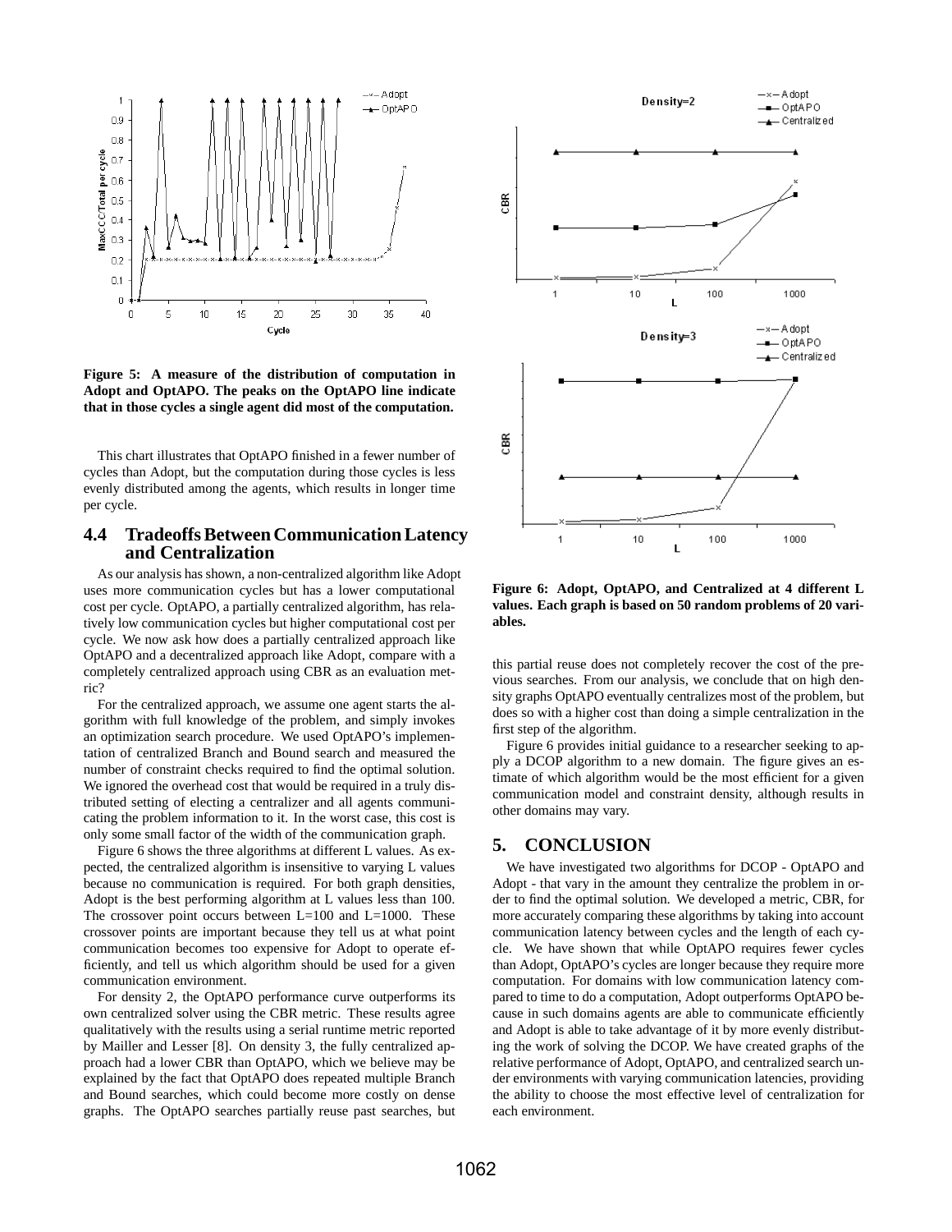Figure 5: A measure of the distribution of computation in Adopt and OptAPO. The peaks on the OptAPO line indicate that in those cycles a single agent did most of the computation.

This chart illustrates that OptAPO finished in a fewer number of cycles than Adopt, but the computation during those cycles is less evenly distributed among the agents, which results in longer time per cycle.

## 4.4 Tradeoffs Between Communication Latency and Centralization

As our analysis has shown, a non-centralized algorithm like Adopt uses more communication cycles but has a lower computational cost per cycle. OptAPO, a partially centralized algorithm, has relatively low communication cycles but higher computational cost per cycle. We now ask how does a partially centralized approach like OptAPO and a decentralized approach like Adopt, compare with a completely centralized approach using CBR as an evaluation metric?

For the centralized approach, we assume one agent starts the algorithm with full knowledge of the problem, and simply invokes an optimization search procedure. We used OptAPO's implementation of centralized Branch and Bound search and measured the number of constraint checks required to find the optimal solution. We ignored the overhead cost that would be required in a truly distributed setting of electing a centralizer and all agents communicating the problem information to it. In the worst case, this cost is only some small factor of the width of the communication graph.

Figure 6 shows the three algorithms at different L values. As expected, the centralized algorithm is insensitive to varying L values because no communication is required. For both graph densities, Adopt is the best performing algorithm at L values less than 100. The crossover point occurs between L=100 and L=1000. These crossover points are important because they tell us at what point communication becomes too expensive for Adopt to operate efficiently, and tell us which algorithm should be used for a given communication environment.

For density 2, the OptAPO performance curve outperforms its own centralized solver using the CBR metric. These results agree qualitatively with the results using a serial runtime metric reported by Mailler and Lesser [8]. On density 3, the fully centralized approach had a lower CBR than OptAPO, which we believe may be explained by the fact that OptAPO does repeated multiple Branch and Bound searches, which could become more costly on dense graphs. The OptAPO searches partially reuse past searches, but this partial reuse does not completely recover the cost of the previous searches. From our analysis, we conclude that on high density graphs OptAPO eventually centralizes most of the problem, but does so with a higher cost than doing a simple centralization in the first step of the algorithm.

Figure 6: Adopt, OptAPO, and Centralized at 4 different L values. Each graph is based on 50 random problems of 20 variables.

Figure 6 provides initial guidance to a researcher seeking to apply a DCOP algorithm to a new domain. The figure gives an estimate of which algorithm would be the most efficient for a given communication model and constraint density, although results in other domains may vary.

# 5. CONCLUSION

We have investigated two algorithms for DCOP - OptAPO and Adopt - that vary in the amount they centralize the problem in order to find the optimal solution. We developed a metric, CBR, for more accurately comparing these algorithms by taking into account communication latency between cycles and the length of each cycle. We have shown that while OptAPO requires fewer cycles than Adopt, OptAPO's cycles are longer because they require more computation. For domains with low communication latency compared to time to do a computation, Adopt outperforms OptAPO because in such domains agents are able to communicate efficiently and Adopt is able to take advantage of it by more evenly distributing the work of solving the DCOP. We have created graphs of the relative performance of Adopt, OptAPO, and centralized search under environments with varying communication latencies, providing the ability to choose the most effective level of centralization for each environment.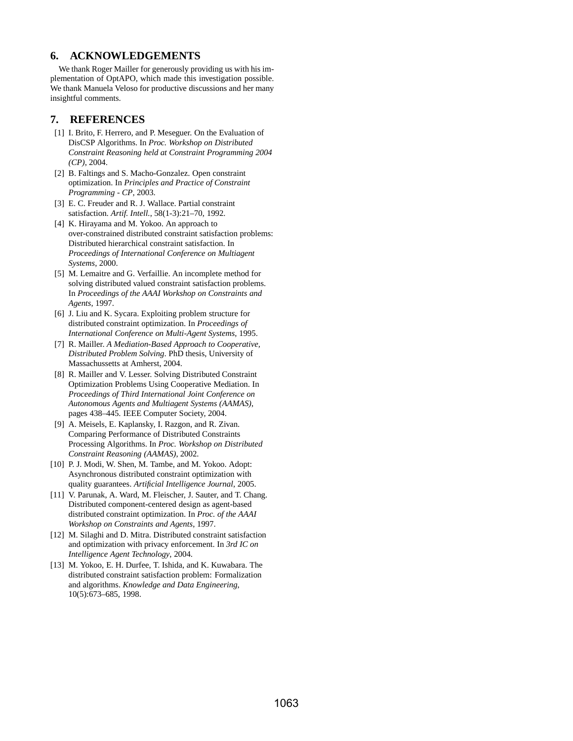## 6. ACKNOWLEDGEMENTS

We thank Roger Mailler for generously providing us with his implementation of OptAPO, which made this investigation possible. We thank Manuela Veloso for productive discussions and her many insightful comments.

## 7. REFERENCES

[1] I. Brito, F. Herrero, and P. Meseguer. On the Evaluation of DisCSP Algorithms. In *Proc. Workshop on Distributed Constraint Reasoning held at Constraint Programming 2004 (CP)*, 2004.

[2] B. Faltings and S. Macho-Gonzalez. Open constraint optimization. In *Principles and Practice of Constraint Programming - CP*, 2003.

[3] E. C. Freuder and R. J. Wallace. Partial constraint satisfaction. *Artif. Intell.*, 58(1-3):21–70, 1992.

[4] K. Hirayama and M. Yokoo. An approach to over-constrained distributed constraint satisfaction problems: Distributed hierarchical constraint satisfaction. In *Proceedings of International Conference on Multiagent Systems*, 2000.

[5] M. Lemaitre and G. Verfaillie. An incomplete method for solving distributed valued constraint satisfaction problems. In *Proceedings of the AAAI Workshop on Constraints and Agents*, 1997.

[6] J. Liu and K. Sycara. Exploiting problem structure for distributed constraint optimization. In *Proceedings of International Conference on Multi-Agent Systems*, 1995.

[7] R. Mailler. *A Mediation-Based Approach to Cooperative, Distributed Problem Solving*. PhD thesis, University of Massachussetts at Amherst, 2004.

[8] R. Mailler and V. Lesser. Solving Distributed Constraint Optimization Problems Using Cooperative Mediation. In *Proceedings of Third International Joint Conference on Autonomous Agents and Multiagent Systems (AAMAS)*, pages 438–445. IEEE Computer Society, 2004.

[9] A. Meisels, E. Kaplansky, I. Razgon, and R. Zivan. Comparing Performance of Distributed Constraints Processing Algorithms. In *Proc. Workshop on Distributed Constraint Reasoning (AAMAS)*, 2002.

[10] P. J. Modi, W. Shen, M. Tambe, and M. Yokoo. Adopt: Asynchronous distributed constraint optimization with quality guarantees. *Artificial Intelligence Journal*, 2005.

[11] V. Parunak, A. Ward, M. Fleischer, J. Sauter, and T. Chang. Distributed component-centered design as agent-based distributed constraint optimization. In *Proc. of the AAAI Workshop on Constraints and Agents*, 1997.

[12] M. Silaghi and D. Mitra. Distributed constraint satisfaction and optimization with privacy enforcement. In *3rd IC on Intelligence Agent Technology*, 2004.

[13] M. Yokoo, E. H. Durfee, T. Ishida, and K. Kuwabara. The distributed constraint satisfaction problem: Formalization and algorithms. *Knowledge and Data Engineering*, 10(5):673–685, 1998.